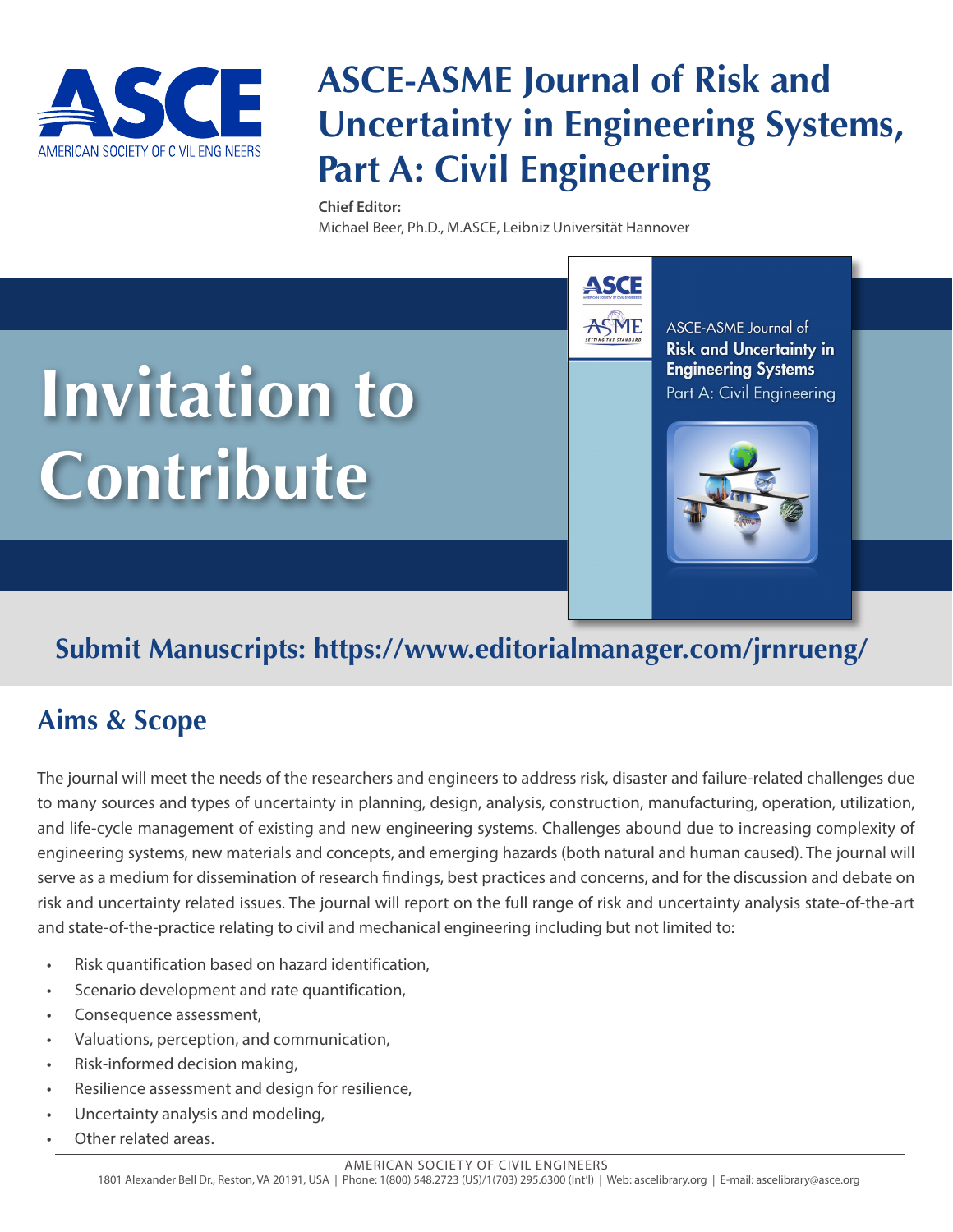# ASCE-ASME Journal of Risk and Uncertainty in Engineering Systems, Part A: Civil Engineering

**Chief Editor:**
Michael Beer, Ph.D., M.ASCE, Leibniz Universität Hannover

# Invitation to Contribute

## Submit Manuscripts: https://www.editorialmanager.com/jrnrueng/

## Aims & Scope

The journal will meet the needs of the researchers and engineers to address risk, disaster and failure-related challenges due to many sources and types of uncertainty in planning, design, analysis, construction, manufacturing, operation, utilization, and life-cycle management of existing and new engineering systems. Challenges abound due to increasing complexity of engineering systems, new materials and concepts, and emerging hazards (both natural and human caused). The journal will serve as a medium for dissemination of research findings, best practices and concerns, and for the discussion and debate on risk and uncertainty related issues. The journal will report on the full range of risk and uncertainty analysis state-of-the-art and state-of-the-practice relating to civil and mechanical engineering including but not limited to:

- Risk quantification based on hazard identification,
- Scenario development and rate quantification,
- Consequence assessment,
- Valuations, perception, and communication,
- Risk-informed decision making,
- Resilience assessment and design for resilience,
- Uncertainty analysis and modeling,
- Other related areas.

AMERICAN SOCIETY OF CIVIL ENGINEERS
1801 Alexander Bell Dr., Reston, VA 20191, USA | Phone: 1(800) 548.2723 (US)/1(703) 295.6300 (Int'l) | Web: ascelibrary.org | E-mail: ascelibrary@asce.org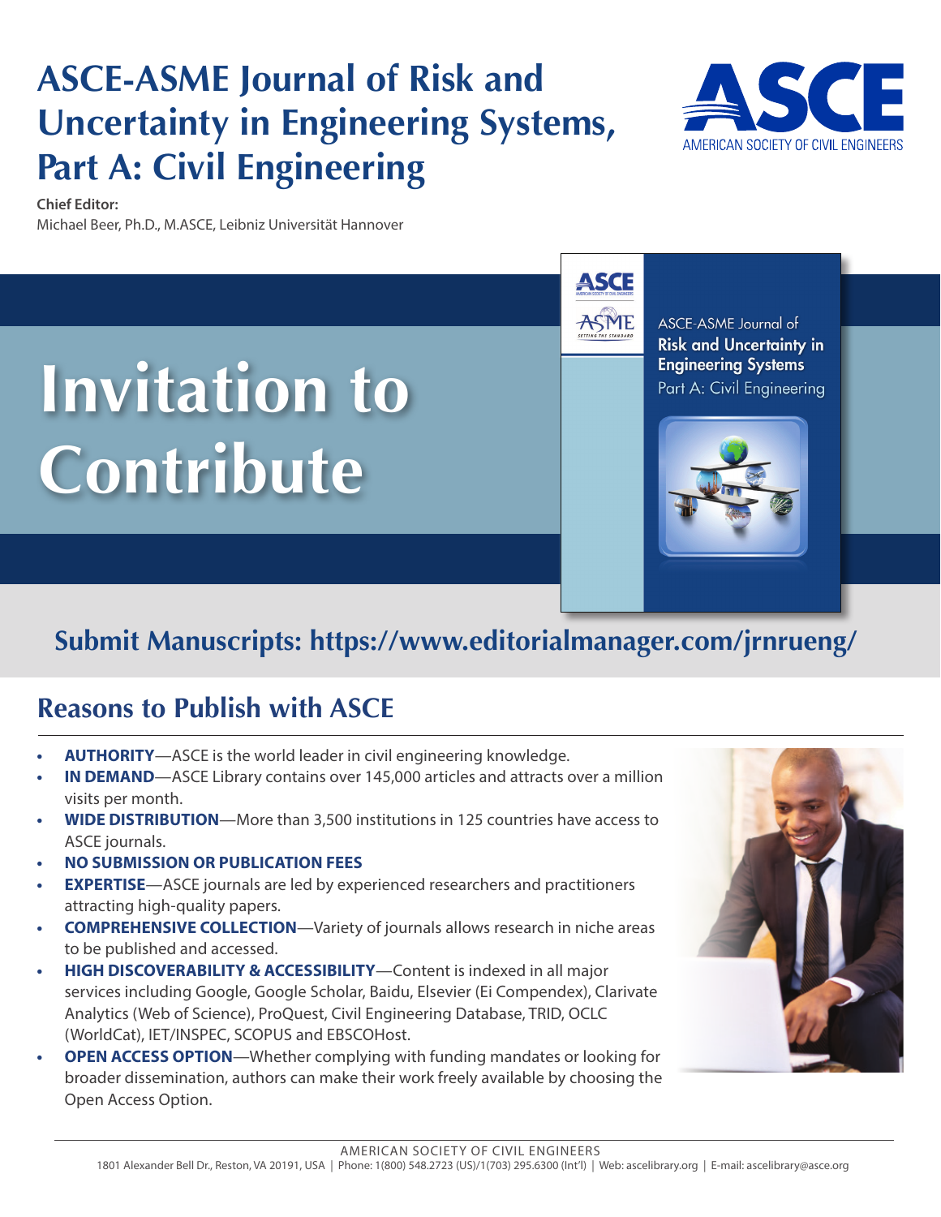# ASCE-ASME Journal of Risk and Uncertainty in Engineering Systems, Part A: Civil Engineering

**Chief Editor:**
Michael Beer, Ph.D., M.ASCE, Leibniz Universität Hannover

# Invitation to Contribute

## Submit Manuscripts: https://www.editorialmanager.com/jrnrueng/

## Reasons to Publish with ASCE

- **AUTHORITY**—ASCE is the world leader in civil engineering knowledge.
- **IN DEMAND**—ASCE Library contains over 145,000 articles and attracts over a million visits per month.
- **WIDE DISTRIBUTION**—More than 3,500 institutions in 125 countries have access to ASCE journals.
- **NO SUBMISSION OR PUBLICATION FEES**
- **EXPERTISE**—ASCE journals are led by experienced researchers and practitioners attracting high-quality papers.
- **COMPREHENSIVE COLLECTION**—Variety of journals allows research in niche areas to be published and accessed.
- **HIGH DISCOVERABILITY & ACCESSIBILITY**—Content is indexed in all major services including Google, Google Scholar, Baidu, Elsevier (Ei Compendex), Clarivate Analytics (Web of Science), ProQuest, Civil Engineering Database, TRID, OCLC (WorldCat), IET/INSPEC, SCOPUS and EBSCOHost.
- **OPEN ACCESS OPTION**—Whether complying with funding mandates or looking for broader dissemination, authors can make their work freely available by choosing the Open Access Option.

AMERICAN SOCIETY OF CIVIL ENGINEERS
1801 Alexander Bell Dr., Reston, VA 20191, USA | Phone: 1(800) 548.2723 (US)/1(703) 295.6300 (Int'l) | Web: ascelibrary.org | E-mail: ascelibrary@asce.org